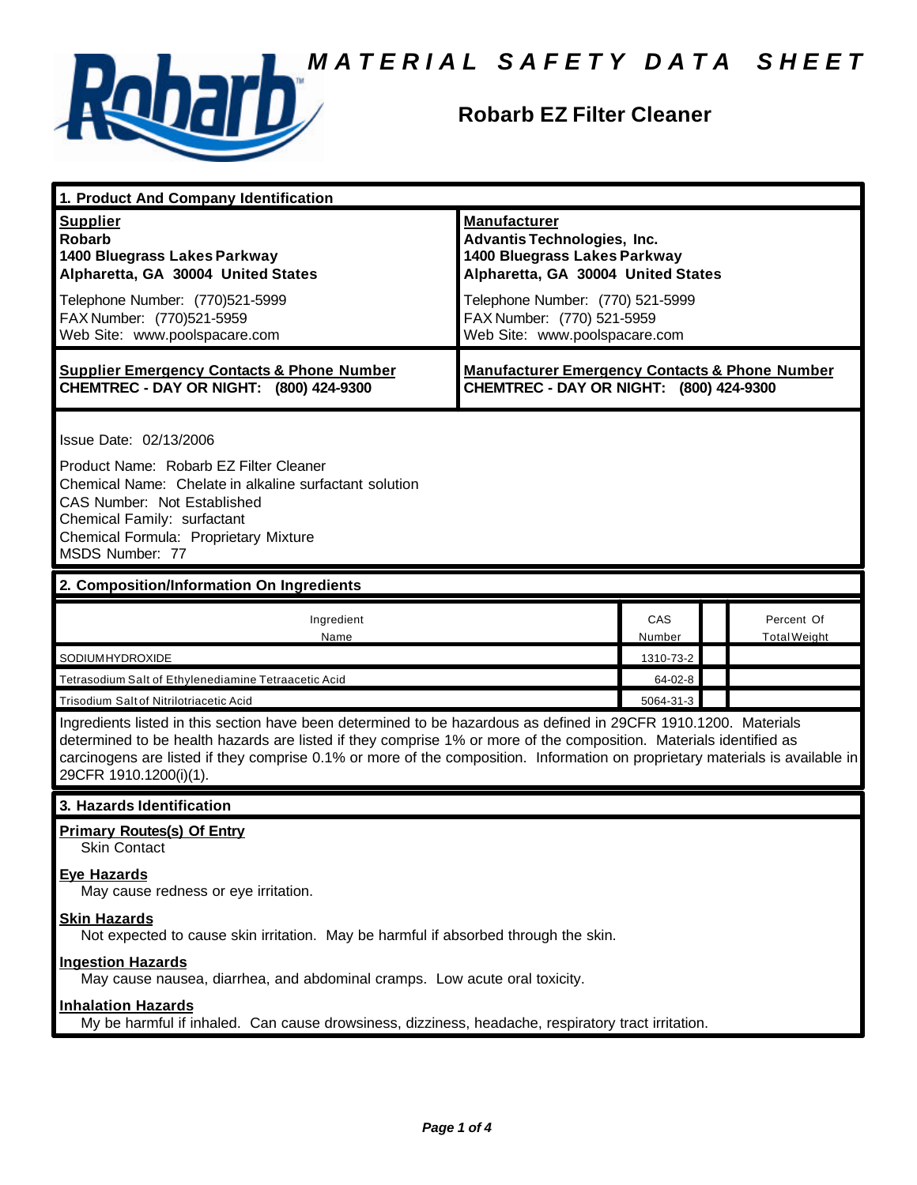# MATERIAL SAFETY DATA SHEET

## Robarb EZ Filter Cleaner

### 1. Product And Company Identification

| **Supplier** | **Manufacturer** |
|---|---|
| **Robarb** | **Advantis Technologies, Inc.** |
| **1400 Bluegrass Lakes Parkway** | **1400 Bluegrass Lakes Parkway** |
| **Alpharetta, GA 30004 United States** | **Alpharetta, GA 30004 United States** |
| Telephone Number: (770)521-5999 | Telephone Number: (770) 521-5999 |
| FAX Number: (770)521-5959 | FAX Number: (770) 521-5959 |
| Web Site: www.poolspacare.com | Web Site: www.poolspacare.com |

| **Supplier Emergency Contacts & Phone Number** | **Manufacturer Emergency Contacts & Phone Number** |
|---|---|
| **CHEMTREC - DAY OR NIGHT: (800) 424-9300** | **CHEMTREC - DAY OR NIGHT: (800) 424-9300** |

Issue Date: 02/13/2006

Product Name: Robarb EZ Filter Cleaner
Chemical Name: Chelate in alkaline surfactant solution
CAS Number: Not Established
Chemical Family: surfactant
Chemical Formula: Proprietary Mixture
MSDS Number: 77

### 2. Composition/Information On Ingredients

| Ingredient Name | CAS Number | | Percent Of Total Weight |
|---|---|---|---|
| SODIUM HYDROXIDE | 1310-73-2 | | |
| Tetrasodium Salt of Ethylenediamine Tetraacetic Acid | 64-02-8 | | |
| Trisodium Salt of Nitrilotriacetic Acid | 5064-31-3 | | |

Ingredients listed in this section have been determined to be hazardous as defined in 29CFR 1910.1200. Materials determined to be health hazards are listed if they comprise 1% or more of the composition. Materials identified as carcinogens are listed if they comprise 0.1% or more of the composition. Information on proprietary materials is available in 29CFR 1910.1200(i)(1).

### 3. Hazards Identification

**Primary Routes(s) Of Entry**

Skin Contact

**Eye Hazards**

May cause redness or eye irritation.

**Skin Hazards**

Not expected to cause skin irritation. May be harmful if absorbed through the skin.

**Ingestion Hazards**

May cause nausea, diarrhea, and abdominal cramps. Low acute oral toxicity.

**Inhalation Hazards**

My be harmful if inhaled. Can cause drowsiness, dizziness, headache, respiratory tract irritation.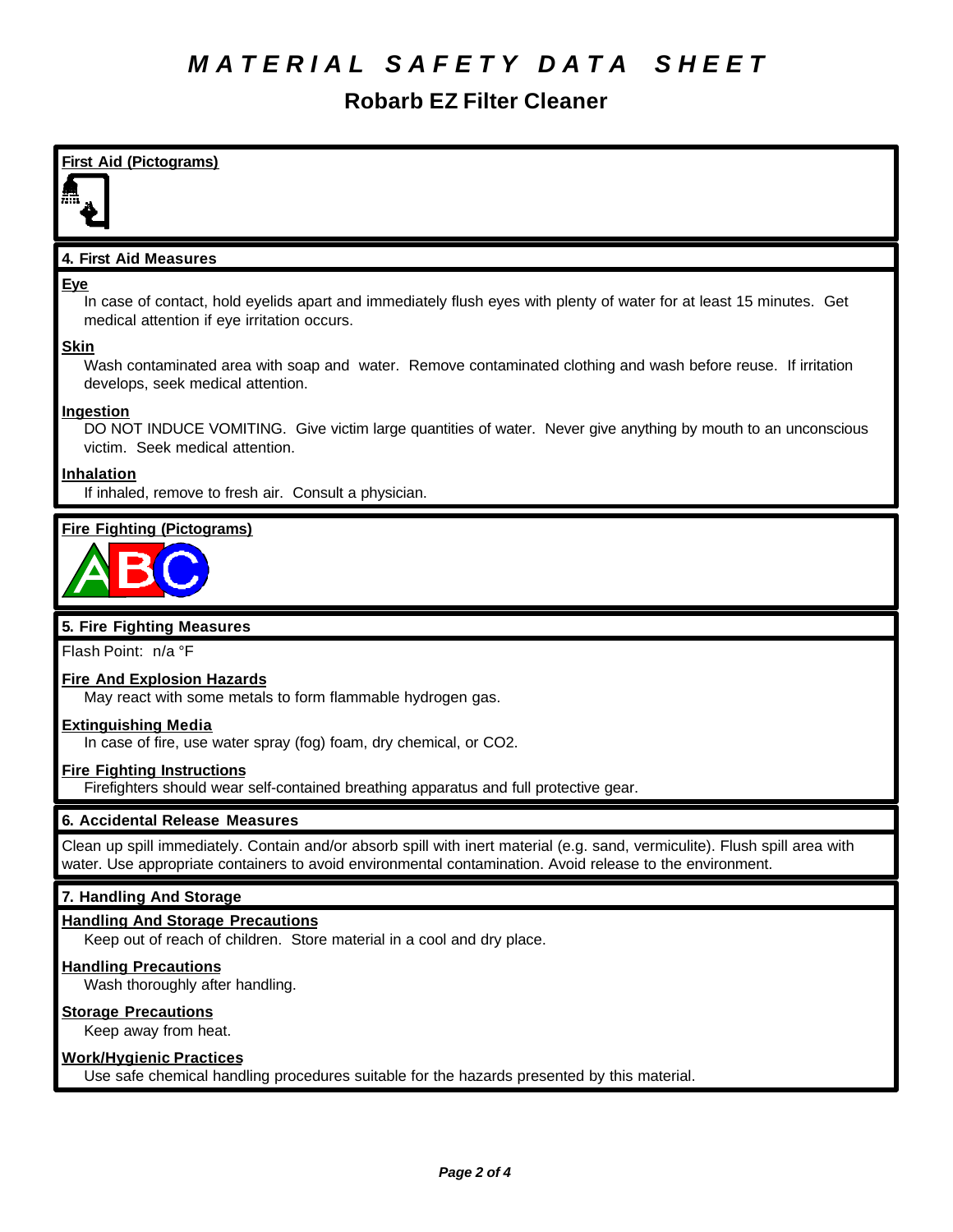# MATERIAL SAFETY DATA SHEET

## Robarb EZ Filter Cleaner

### First Aid (Pictograms)

### 4. First Aid Measures

**Eye**

In case of contact, hold eyelids apart and immediately flush eyes with plenty of water for at least 15 minutes. Get medical attention if eye irritation occurs.

**Skin**

Wash contaminated area with soap and water. Remove contaminated clothing and wash before reuse. If irritation develops, seek medical attention.

**Ingestion**

DO NOT INDUCE VOMITING. Give victim large quantities of water. Never give anything by mouth to an unconscious victim. Seek medical attention.

**Inhalation**

If inhaled, remove to fresh air. Consult a physician.

### Fire Fighting (Pictograms)

### 5. Fire Fighting Measures

Flash Point: n/a °F

**Fire And Explosion Hazards**

May react with some metals to form flammable hydrogen gas.

**Extinguishing Media**

In case of fire, use water spray (fog) foam, dry chemical, or $CO_2$.

**Fire Fighting Instructions**

Firefighters should wear self-contained breathing apparatus and full protective gear.

### 6. Accidental Release Measures

Clean up spill immediately. Contain and/or absorb spill with inert material (e.g. sand, vermiculite). Flush spill area with water. Use appropriate containers to avoid environmental contamination. Avoid release to the environment.

### 7. Handling And Storage

**Handling And Storage Precautions**

Keep out of reach of children. Store material in a cool and dry place.

**Handling Precautions**

Wash thoroughly after handling.

**Storage Precautions**

Keep away from heat.

**Work/Hygienic Practices**

Use safe chemical handling procedures suitable for the hazards presented by this material.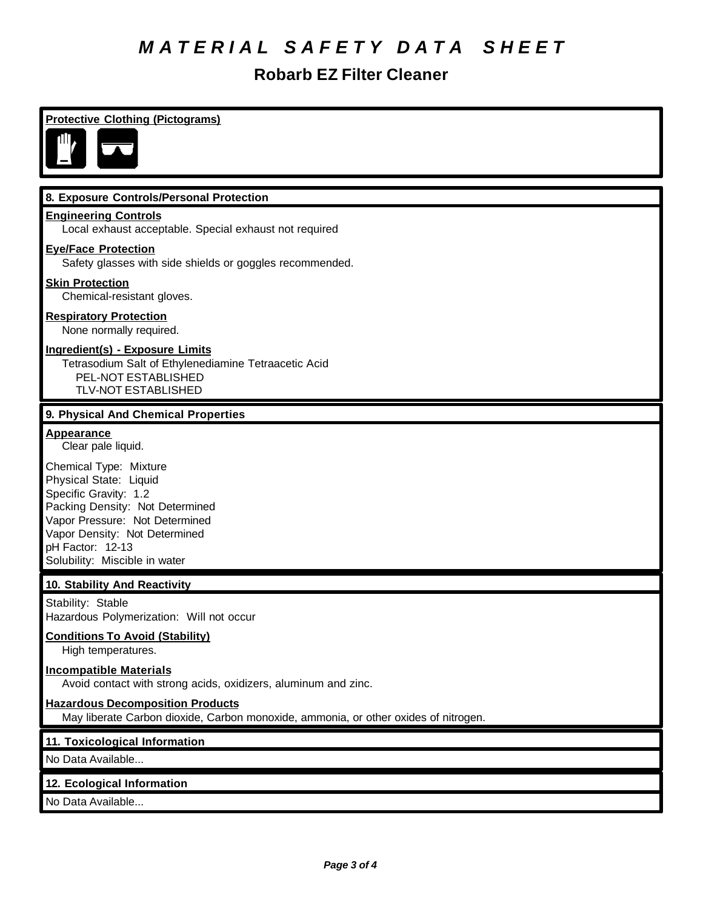# *MATERIAL SAFETY DATA SHEET*

## Robarb EZ Filter Cleaner

**Protective Clothing (Pictograms)**

### 8. Exposure Controls/Personal Protection

**Engineering Controls**
Local exhaust acceptable. Special exhaust not required

**Eye/Face Protection**
Safety glasses with side shields or goggles recommended.

**Skin Protection**
Chemical-resistant gloves.

**Respiratory Protection**
None normally required.

**Ingredient(s) - Exposure Limits**
Tetrasodium Salt of Ethylenediamine Tetraacetic Acid
PEL-NOT ESTABLISHED
TLV-NOT ESTABLISHED

### 9. Physical And Chemical Properties

**Appearance**
Clear pale liquid.

Chemical Type: Mixture
Physical State: Liquid
Specific Gravity: 1.2
Packing Density: Not Determined
Vapor Pressure: Not Determined
Vapor Density: Not Determined
pH Factor: 12-13
Solubility: Miscible in water

### 10. Stability And Reactivity

Stability: Stable
Hazardous Polymerization: Will not occur

**Conditions To Avoid (Stability)**
High temperatures.

**Incompatible Materials**
Avoid contact with strong acids, oxidizers, aluminum and zinc.

**Hazardous Decomposition Products**
May liberate Carbon dioxide, Carbon monoxide, ammonia, or other oxides of nitrogen.

### 11. Toxicological Information

No Data Available...

### 12. Ecological Information

No Data Available...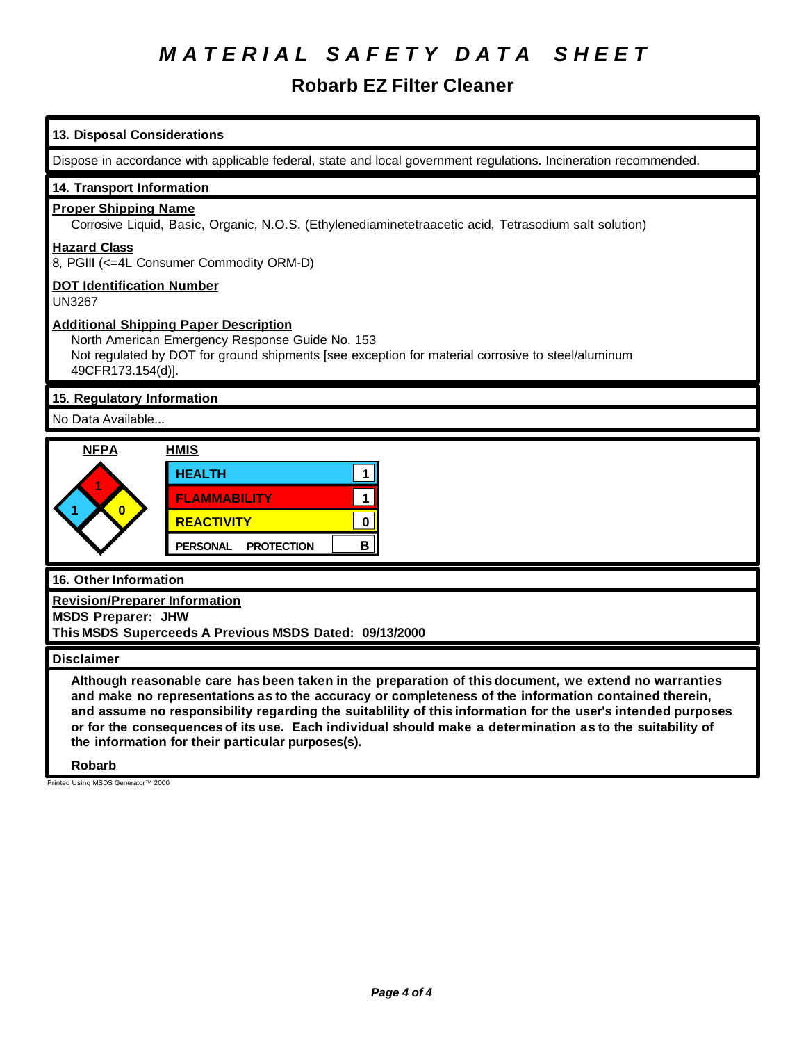# MATERIAL SAFETY DATA SHEET

## Robarb EZ Filter Cleaner

### 13. Disposal Considerations

Dispose in accordance with applicable federal, state and local government regulations. Incineration recommended.

### 14. Transport Information

**Proper Shipping Name**

Corrosive Liquid, Basic, Organic, N.O.S. (Ethylenediaminetetraacetic acid, Tetrasodium salt solution)

**Hazard Class**

8, PGIII (<=4L Consumer Commodity ORM-D)

**DOT Identification Number**

UN3267

**Additional Shipping Paper Description**

North American Emergency Response Guide No. 153
Not regulated by DOT for ground shipments [see exception for material corrosive to steel/aluminum 49CFR173.154(d)].

### 15. Regulatory Information

No Data Available...

**NFPA**

Flammability: 1
Health: 1
Reactivity: 0

**HMIS**

| | |
|---|---|
| HEALTH | 1 |
| FLAMMABILITY | 1 |
| REACTIVITY | 0 |
| PERSONAL PROTECTION | B |

### 16. Other Information

**Revision/Preparer Information**

**MSDS Preparer: JHW**

**This MSDS Superceeds A Previous MSDS Dated: 09/13/2000**

### Disclaimer

**Although reasonable care has been taken in the preparation of this document, we extend no warranties and make no representations as to the accuracy or completeness of the information contained therein, and assume no responsibility regarding the suitablility of this information for the user's intended purposes or for the consequences of its use. Each individual should make a determination as to the suitability of the information for their particular purposes(s).**

**Robarb**

Printed Using MSDS Generator™ 2000